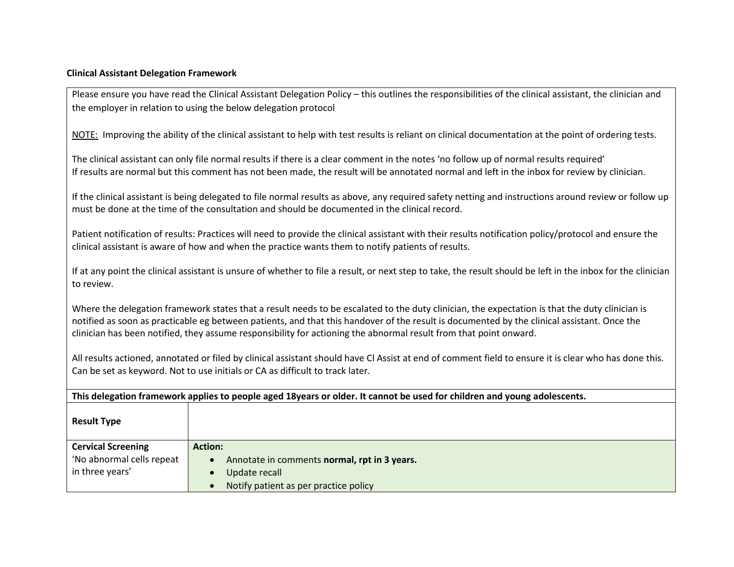**Clinical Assistant Delegation Framework**

Please ensure you have read the Clinical Assistant Delegation Policy – this outlines the responsibilities of the clinical assistant, the clinician and the employer in relation to using the below delegation protocol

NOTE: Improving the ability of the clinical assistant to help with test results is reliant on clinical documentation at the point of ordering tests.

The clinical assistant can only file normal results if there is a clear comment in the notes 'no follow up of normal results required'
If results are normal but this comment has not been made, the result will be annotated normal and left in the inbox for review by clinician.

If the clinical assistant is being delegated to file normal results as above, any required safety netting and instructions around review or follow up must be done at the time of the consultation and should be documented in the clinical record.

Patient notification of results: Practices will need to provide the clinical assistant with their results notification policy/protocol and ensure the clinical assistant is aware of how and when the practice wants them to notify patients of results.

If at any point the clinical assistant is unsure of whether to file a result, or next step to take, the result should be left in the inbox for the clinician to review.

Where the delegation framework states that a result needs to be escalated to the duty clinician, the expectation is that the duty clinician is notified as soon as practicable eg between patients, and that this handover of the result is documented by the clinical assistant. Once the clinician has been notified, they assume responsibility for actioning the abnormal result from that point onward.

All results actioned, annotated or filed by clinical assistant should have Cl Assist at end of comment field to ensure it is clear who has done this. Can be set as keyword. Not to use initials or CA as difficult to track later.

**This delegation framework applies to people aged 18years or older. It cannot be used for children and young adolescents.**

| **Result Type** | |
|---|---|
| **Cervical Screening** 'No abnormal cells repeat in three years' | **Action:** <br>• Annotate in comments **normal, rpt in 3 years.** <br>• Update recall <br>• Notify patient as per practice policy |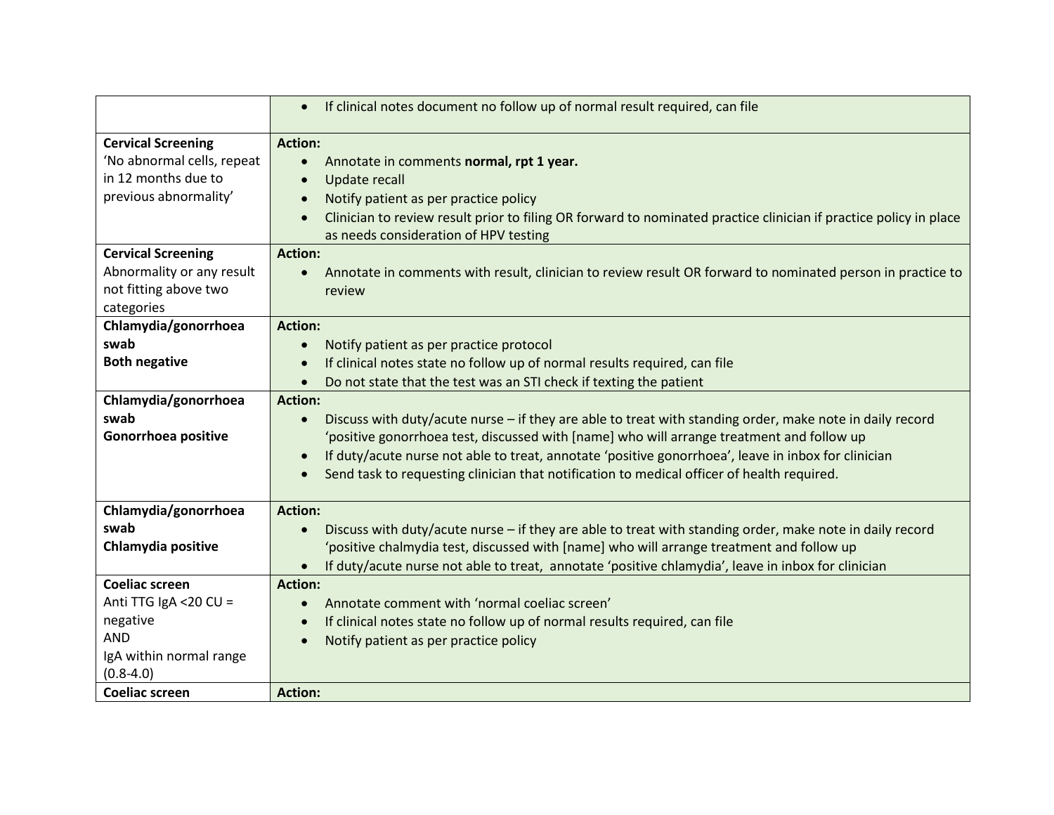| | |
|---|---|
| | • If clinical notes document no follow up of normal result required, can file |
| **Cervical Screening**<br>'No abnormal cells, repeat in 12 months due to previous abnormality' | **Action:**<br>• Annotate in comments **normal, rpt 1 year.**<br>• Update recall<br>• Notify patient as per practice policy<br>• Clinician to review result prior to filing OR forward to nominated practice clinician if practice policy in place as needs consideration of HPV testing |
| **Cervical Screening**<br>Abnormality or any result not fitting above two categories | **Action:**<br>• Annotate in comments with result, clinician to review result OR forward to nominated person in practice to review |
| **Chlamydia/gonorrhoea swab**<br>**Both negative** | **Action:**<br>• Notify patient as per practice protocol<br>• If clinical notes state no follow up of normal results required, can file<br>• Do not state that the test was an STI check if texting the patient |
| **Chlamydia/gonorrhoea swab**<br>**Gonorrhoea positive** | **Action:**<br>• Discuss with duty/acute nurse – if they are able to treat with standing order, make note in daily record 'positive gonorrhoea test, discussed with [name] who will arrange treatment and follow up<br>• If duty/acute nurse not able to treat, annotate 'positive gonorrhoea', leave in inbox for clinician<br>• Send task to requesting clinician that notification to medical officer of health required. |
| **Chlamydia/gonorrhoea swab**<br>**Chlamydia positive** | **Action:**<br>• Discuss with duty/acute nurse – if they are able to treat with standing order, make note in daily record 'positive chalmydia test, discussed with [name] who will arrange treatment and follow up<br>• If duty/acute nurse not able to treat, annotate 'positive chlamydia', leave in inbox for clinician |
| **Coeliac screen**<br>Anti TTG IgA <20 CU = negative<br>AND<br>IgA within normal range (0.8-4.0) | **Action:**<br>• Annotate comment with 'normal coeliac screen'<br>• If clinical notes state no follow up of normal results required, can file<br>• Notify patient as per practice policy |
| **Coeliac screen** | **Action:** |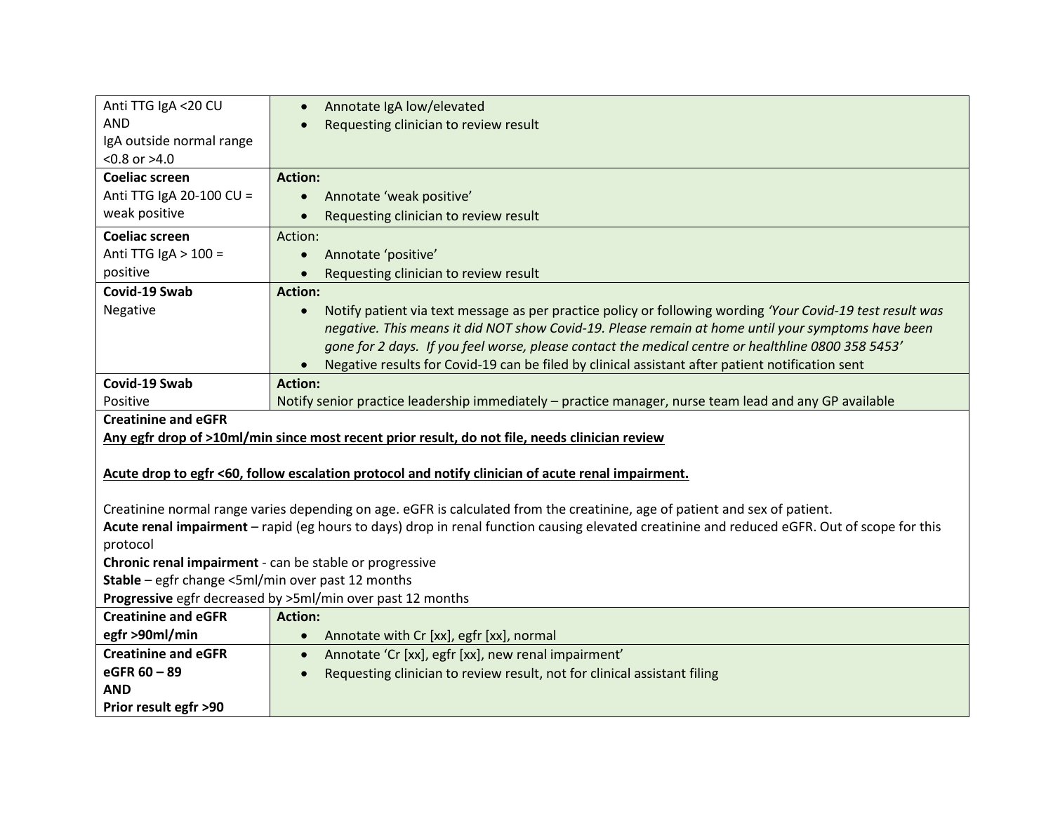| | |
|---|---|
| Anti TTG IgA <20 CU<br>AND<br>IgA outside normal range<br><0.8 or >4.0 | • Annotate IgA low/elevated<br>• Requesting clinician to review result |
| **Coeliac screen**<br>Anti TTG IgA 20-100 CU = weak positive | **Action:**<br>• Annotate 'weak positive'<br>• Requesting clinician to review result |
| **Coeliac screen**<br>Anti TTG IgA > 100 = positive | Action:<br>• Annotate 'positive'<br>• Requesting clinician to review result |
| **Covid-19 Swab**<br>Negative | **Action:**<br>• Notify patient via text message as per practice policy or following wording *'Your Covid-19 test result was negative. This means it did NOT show Covid-19. Please remain at home until your symptoms have been gone for 2 days. If you feel worse, please contact the medical centre or healthline 0800 358 5453'*<br>• Negative results for Covid-19 can be filed by clinical assistant after patient notification sent |
| **Covid-19 Swab**<br>Positive | **Action:**<br>Notify senior practice leadership immediately – practice manager, nurse team lead and any GP available |
| **Creatinine and eGFR**<br>**<u>Any egfr drop of >10ml/min since most recent prior result, do not file, needs clinician review</u>**<br><br>**<u>Acute drop to egfr <60, follow escalation protocol and notify clinician of acute renal impairment.</u>**<br><br>Creatinine normal range varies depending on age. eGFR is calculated from the creatinine, age of patient and sex of patient.<br>**Acute renal impairment** – rapid (eg hours to days) drop in renal function causing elevated creatinine and reduced eGFR. Out of scope for this protocol<br>**Chronic renal impairment** - can be stable or progressive<br>**Stable** – egfr change <5ml/min over past 12 months<br>**Progressive** egfr decreased by >5ml/min over past 12 months | |
| **Creatinine and eGFR**<br>**egfr >90ml/min** | **Action:**<br>• Annotate with Cr [xx], egfr [xx], normal |
| **Creatinine and eGFR**<br>**eGFR 60 – 89**<br>**AND**<br>**Prior result egfr >90** | • Annotate 'Cr [xx], egfr [xx], new renal impairment'<br>• Requesting clinician to review result, not for clinical assistant filing |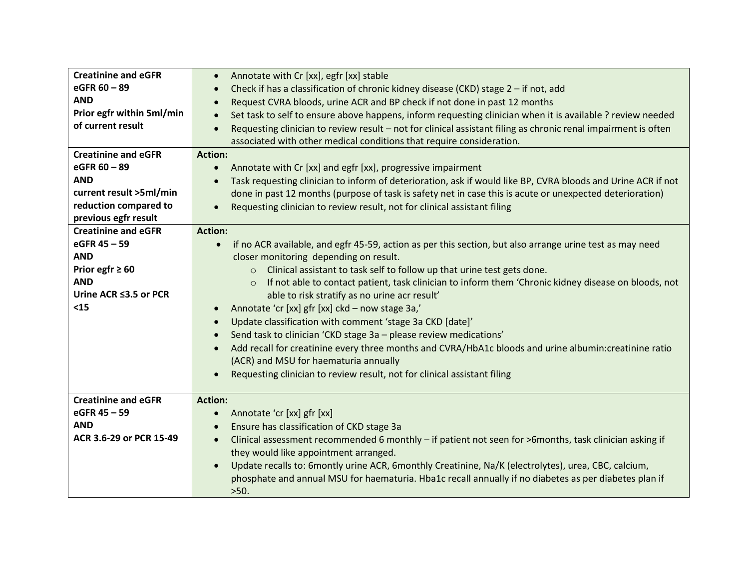| | |
|---|---|
| **Creatinine and eGFR**<br>**eGFR 60 – 89**<br>**AND**<br>**Prior egfr within 5ml/min of current result** | • Annotate with Cr [xx], egfr [xx] stable<br>• Check if has a classification of chronic kidney disease (CKD) stage 2 – if not, add<br>• Request CVRA bloods, urine ACR and BP check if not done in past 12 months<br>• Set task to self to ensure above happens, inform requesting clinician when it is available ? review needed<br>• Requesting clinician to review result – not for clinical assistant filing as chronic renal impairment is often associated with other medical conditions that require consideration. |
| **Creatinine and eGFR**<br>**eGFR 60 – 89**<br>**AND**<br>**current result >5ml/min reduction compared to previous egfr result** | **Action:**<br>• Annotate with Cr [xx] and egfr [xx], progressive impairment<br>• Task requesting clinician to inform of deterioration, ask if would like BP, CVRA bloods and Urine ACR if not done in past 12 months (purpose of task is safety net in case this is acute or unexpected deterioration)<br>• Requesting clinician to review result, not for clinical assistant filing |
| **Creatinine and eGFR**<br>**eGFR 45 – 59**<br>**AND**<br>**Prior egfr ≥ 60**<br>**AND**<br>**Urine ACR ≤3.5 or PCR <15** | **Action:**<br>• if no ACR available, and egfr 45-59, action as per this section, but also arrange urine test as may need closer monitoring depending on result.<br>  ○ Clinical assistant to task self to follow up that urine test gets done.<br>  ○ If not able to contact patient, task clinician to inform them 'Chronic kidney disease on bloods, not able to risk stratify as no urine acr result'<br>• Annotate 'cr [xx] gfr [xx] ckd – now stage 3a,'<br>• Update classification with comment 'stage 3a CKD [date]'<br>• Send task to clinician 'CKD stage 3a – please review medications'<br>• Add recall for creatinine every three months and CVRA/HbA1c bloods and urine albumin:creatinine ratio (ACR) and MSU for haematuria annually<br>• Requesting clinician to review result, not for clinical assistant filing |
| **Creatinine and eGFR**<br>**eGFR 45 – 59**<br>**AND**<br>**ACR 3.6-29 or PCR 15-49** | **Action:**<br>• Annotate 'cr [xx] gfr [xx]<br>• Ensure has classification of CKD stage 3a<br>• Clinical assessment recommended 6 monthly – if patient not seen for >6months, task clinician asking if they would like appointment arranged.<br>• Update recalls to: 6montly urine ACR, 6monthly Creatinine, Na/K (electrolytes), urea, CBC, calcium, phosphate and annual MSU for haematuria. Hba1c recall annually if no diabetes as per diabetes plan if >50. |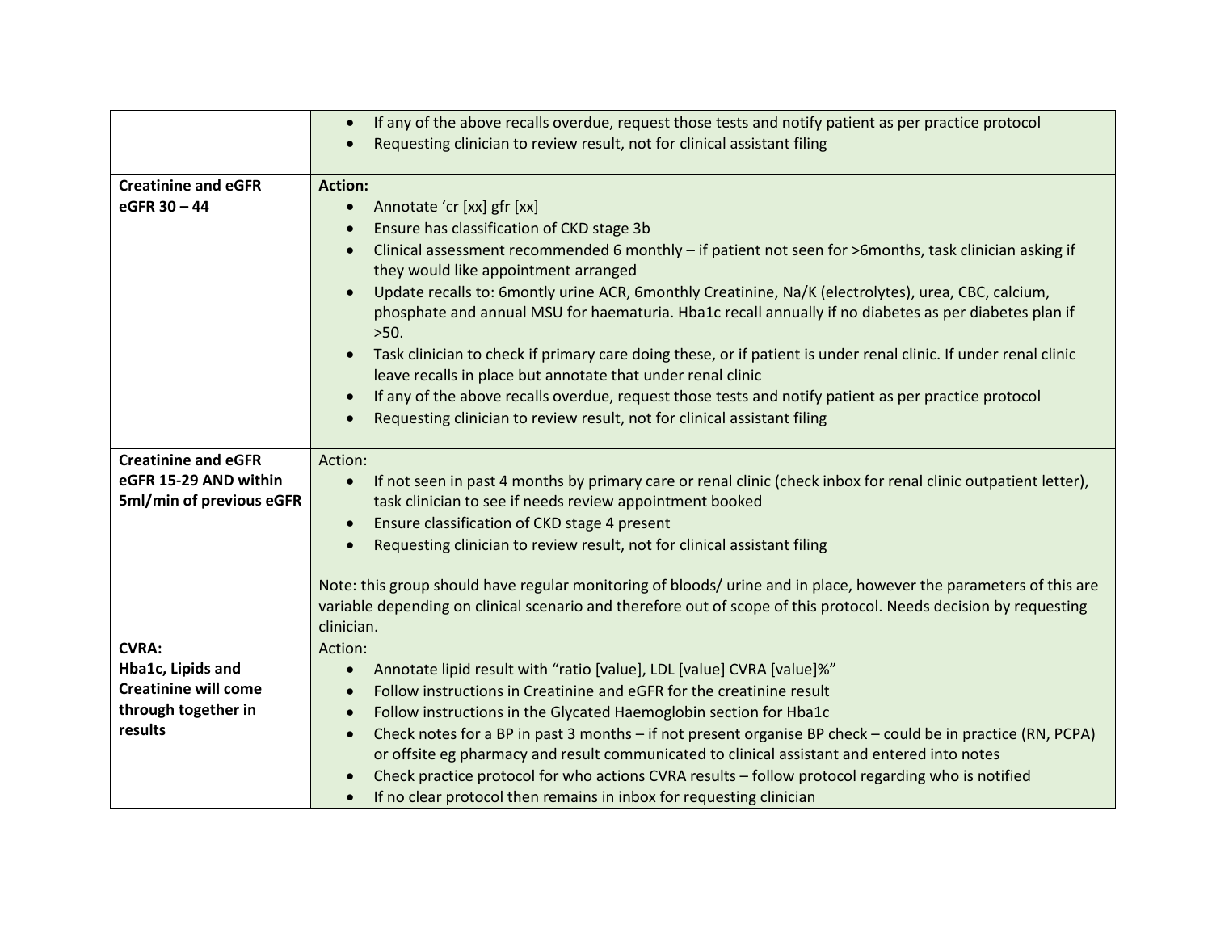| | |
|---|---|
| | • If any of the above recalls overdue, request those tests and notify patient as per practice protocol<br>• Requesting clinician to review result, not for clinical assistant filing |
| **Creatinine and eGFR**<br>**eGFR 30 – 44** | **Action:**<br>• Annotate 'cr [xx] gfr [xx]<br>• Ensure has classification of CKD stage 3b<br>• Clinical assessment recommended 6 monthly – if patient not seen for >6months, task clinician asking if they would like appointment arranged<br>• Update recalls to: 6montly urine ACR, 6monthly Creatinine, Na/K (electrolytes), urea, CBC, calcium, phosphate and annual MSU for haematuria. Hba1c recall annually if no diabetes as per diabetes plan if >50.<br>• Task clinician to check if primary care doing these, or if patient is under renal clinic. If under renal clinic leave recalls in place but annotate that under renal clinic<br>• If any of the above recalls overdue, request those tests and notify patient as per practice protocol<br>• Requesting clinician to review result, not for clinical assistant filing |
| **Creatinine and eGFR**<br>**eGFR 15-29 AND within 5ml/min of previous eGFR** | Action:<br>• If not seen in past 4 months by primary care or renal clinic (check inbox for renal clinic outpatient letter), task clinician to see if needs review appointment booked<br>• Ensure classification of CKD stage 4 present<br>• Requesting clinician to review result, not for clinical assistant filing<br><br>Note: this group should have regular monitoring of bloods/ urine and in place, however the parameters of this are variable depending on clinical scenario and therefore out of scope of this protocol. Needs decision by requesting clinician. |
| **CVRA:**<br>**Hba1c, Lipids and Creatinine will come through together in results** | Action:<br>• Annotate lipid result with "ratio [value], LDL [value] CVRA [value]%"<br>• Follow instructions in Creatinine and eGFR for the creatinine result<br>• Follow instructions in the Glycated Haemoglobin section for Hba1c<br>• Check notes for a BP in past 3 months – if not present organise BP check – could be in practice (RN, PCPA) or offsite eg pharmacy and result communicated to clinical assistant and entered into notes<br>• Check practice protocol for who actions CVRA results – follow protocol regarding who is notified<br>• If no clear protocol then remains in inbox for requesting clinician |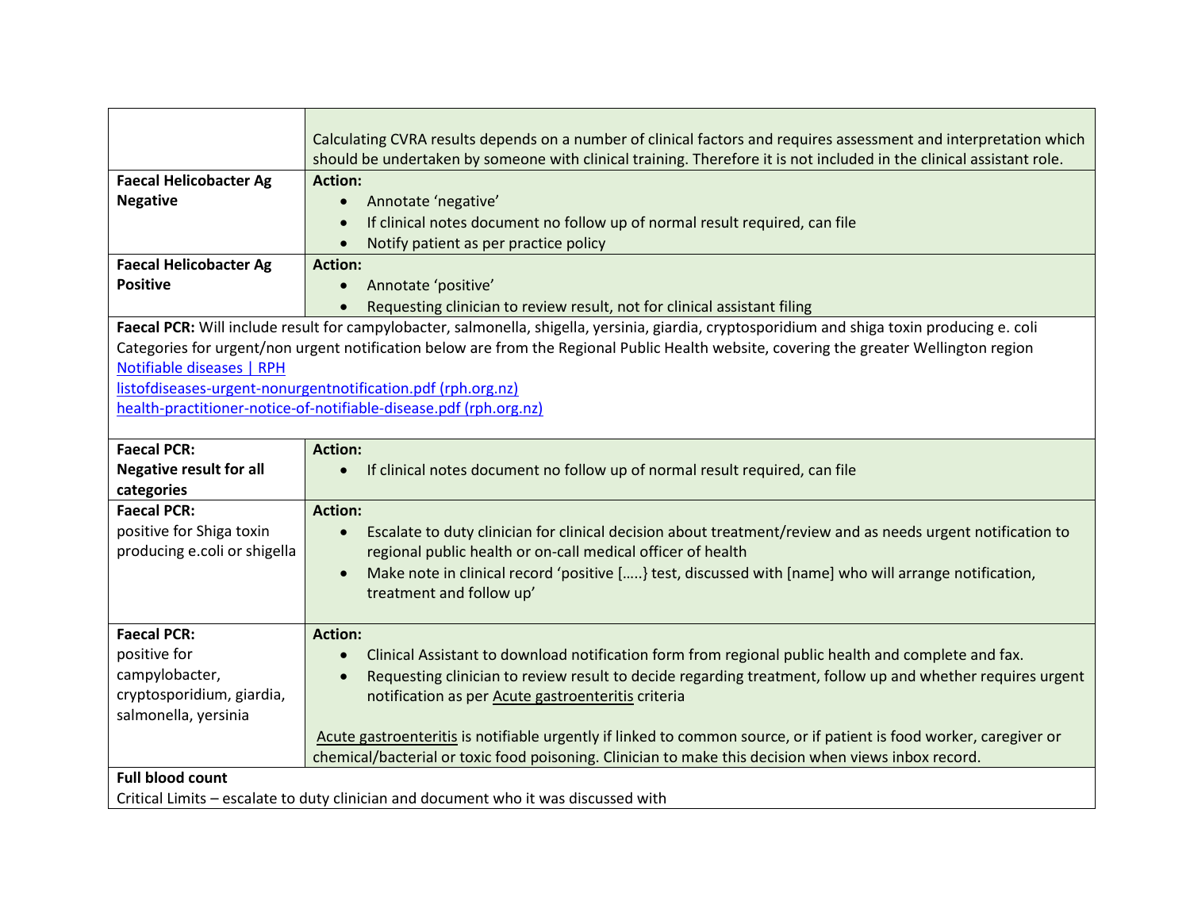| | |
|---|---|
| | Calculating CVRA results depends on a number of clinical factors and requires assessment and interpretation which should be undertaken by someone with clinical training. Therefore it is not included in the clinical assistant role. |
| **Faecal Helicobacter Ag Negative** | **Action:**<br>• Annotate 'negative'<br>• If clinical notes document no follow up of normal result required, can file<br>• Notify patient as per practice policy |
| **Faecal Helicobacter Ag Positive** | **Action:**<br>• Annotate 'positive'<br>• Requesting clinician to review result, not for clinical assistant filing |
| **Faecal PCR:** Will include result for campylobacter, salmonella, shigella, yersinia, giardia, cryptosporidium and shiga toxin producing e. coli<br>Categories for urgent/non urgent notification below are from the Regional Public Health website, covering the greater Wellington region<br>[Notifiable diseases \| RPH]()<br>[listofdiseases-urgent-nonurgentnotification.pdf (rph.org.nz)]()<br>[health-practitioner-notice-of-notifiable-disease.pdf (rph.org.nz)]() | |
| **Faecal PCR: Negative result for all categories** | **Action:**<br>• If clinical notes document no follow up of normal result required, can file |
| **Faecal PCR:**<br>positive for Shiga toxin producing e.coli or shigella | **Action:**<br>• Escalate to duty clinician for clinical decision about treatment/review and as needs urgent notification to regional public health or on-call medical officer of health<br>• Make note in clinical record 'positive [.....} test, discussed with [name] who will arrange notification, treatment and follow up' |
| **Faecal PCR:**<br>positive for campylobacter, cryptosporidium, giardia, salmonella, yersinia | **Action:**<br>• Clinical Assistant to download notification form from regional public health and complete and fax.<br>• Requesting clinician to review result to decide regarding treatment, follow up and whether requires urgent notification as per Acute gastroenteritis criteria<br><br>Acute gastroenteritis is notifiable urgently if linked to common source, or if patient is food worker, caregiver or chemical/bacterial or toxic food poisoning. Clinician to make this decision when views inbox record. |
| **Full blood count**<br>Critical Limits – escalate to duty clinician and document who it was discussed with | |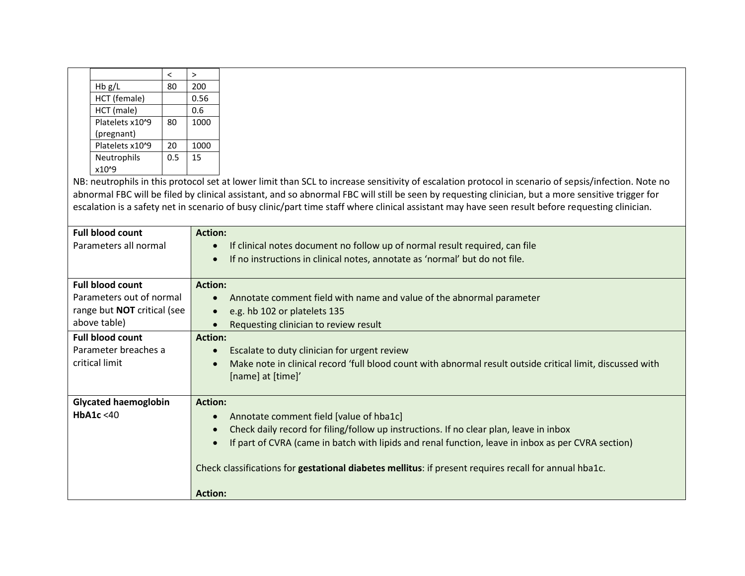| | < | > |
|---|---|---|
| Hb g/L | 80 | 200 |
| HCT (female) | | 0.56 |
| HCT (male) | | 0.6 |
| Platelets x10^9 (pregnant) | 80 | 1000 |
| Platelets x10^9 | 20 | 1000 |
| Neutrophils x10^9 | 0.5 | 15 |

NB: neutrophils in this protocol set at lower limit than SCL to increase sensitivity of escalation protocol in scenario of sepsis/infection. Note no abnormal FBC will be filed by clinical assistant, and so abnormal FBC will still be seen by requesting clinician, but a more sensitive trigger for escalation is a safety net in scenario of busy clinic/part time staff where clinical assistant may have seen result before requesting clinician.

| | |
|---|---|
| **Full blood count**<br>Parameters all normal | **Action:**<br>• If clinical notes document no follow up of normal result required, can file<br>• If no instructions in clinical notes, annotate as 'normal' but do not file. |
| **Full blood count**<br>Parameters out of normal range but **NOT** critical (see above table) | **Action:**<br>• Annotate comment field with name and value of the abnormal parameter<br>• e.g. hb 102 or platelets 135<br>• Requesting clinician to review result |
| **Full blood count**<br>Parameter breaches a critical limit | **Action:**<br>• Escalate to duty clinician for urgent review<br>• Make note in clinical record 'full blood count with abnormal result outside critical limit, discussed with [name] at [time]' |
| **Glycated haemoglobin HbA1c** <40 | **Action:**<br>• Annotate comment field [value of hba1c]<br>• Check daily record for filing/follow up instructions. If no clear plan, leave in inbox<br>• If part of CVRA (came in batch with lipids and renal function, leave in inbox as per CVRA section)<br><br>Check classifications for **gestational diabetes mellitus**: if present requires recall for annual hba1c.<br><br>**Action:** |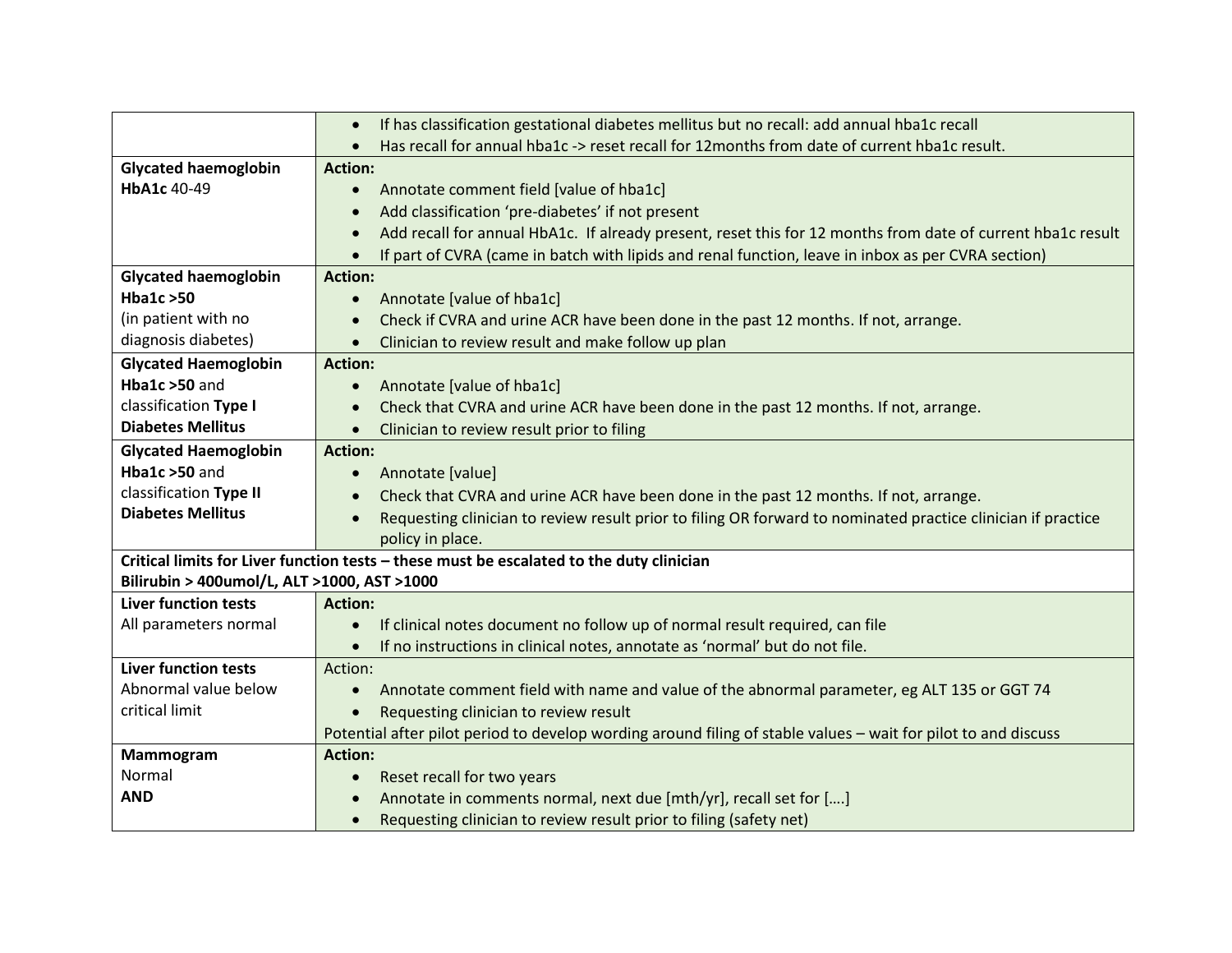| | |
|---|---|
| | • If has classification gestational diabetes mellitus but no recall: add annual hba1c recall<br>• Has recall for annual hba1c -> reset recall for 12months from date of current hba1c result. |
| **Glycated haemoglobin HbA1c** 40-49 | **Action:**<br>• Annotate comment field [value of hba1c]<br>• Add classification 'pre-diabetes' if not present<br>• Add recall for annual HbA1c. If already present, reset this for 12 months from date of current hba1c result<br>• If part of CVRA (came in batch with lipids and renal function, leave in inbox as per CVRA section) |
| **Glycated haemoglobin Hba1c >50** (in patient with no diagnosis diabetes) | **Action:**<br>• Annotate [value of hba1c]<br>• Check if CVRA and urine ACR have been done in the past 12 months. If not, arrange.<br>• Clinician to review result and make follow up plan |
| **Glycated Haemoglobin Hba1c >50** and classification **Type I Diabetes Mellitus** | **Action:**<br>• Annotate [value of hba1c]<br>• Check that CVRA and urine ACR have been done in the past 12 months. If not, arrange.<br>• Clinician to review result prior to filing |
| **Glycated Haemoglobin Hba1c >50** and classification **Type II Diabetes Mellitus** | **Action:**<br>• Annotate [value]<br>• Check that CVRA and urine ACR have been done in the past 12 months. If not, arrange.<br>• Requesting clinician to review result prior to filing OR forward to nominated practice clinician if practice policy in place. |
| **Critical limits for Liver function tests – these must be escalated to the duty clinician**<br>**Bilirubin > 400umol/L, ALT >1000, AST >1000** | |
| **Liver function tests** All parameters normal | **Action:**<br>• If clinical notes document no follow up of normal result required, can file<br>• If no instructions in clinical notes, annotate as 'normal' but do not file. |
| **Liver function tests** Abnormal value below critical limit | Action:<br>• Annotate comment field with name and value of the abnormal parameter, eg ALT 135 or GGT 74<br>• Requesting clinician to review result<br>Potential after pilot period to develop wording around filing of stable values – wait for pilot to and discuss |
| **Mammogram** Normal **AND** | **Action:**<br>• Reset recall for two years<br>• Annotate in comments normal, next due [mth/yr], recall set for [….]<br>• Requesting clinician to review result prior to filing (safety net) |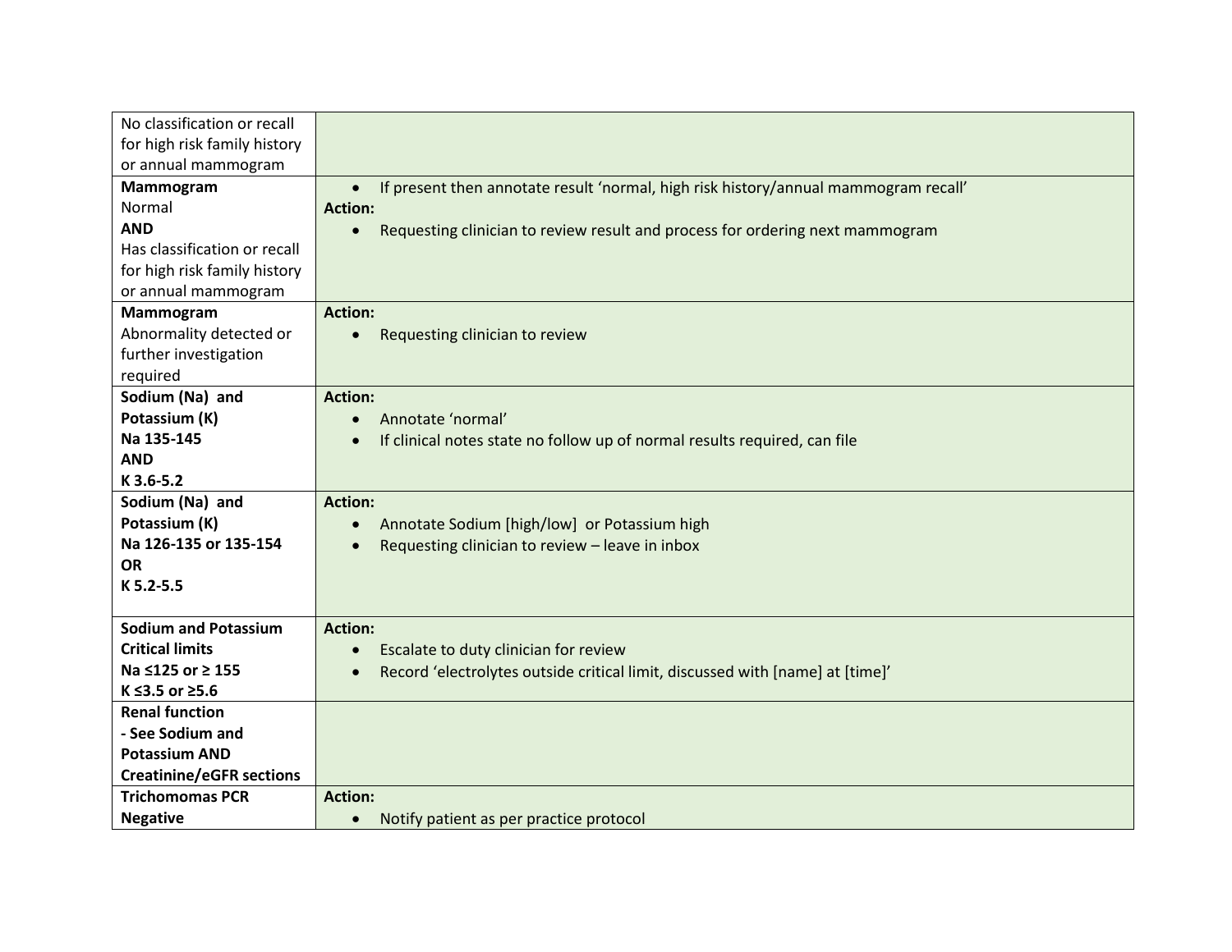| | |
|---|---|
| No classification or recall for high risk family history or annual mammogram | |
| **Mammogram**<br>Normal<br>**AND**<br>Has classification or recall for high risk family history or annual mammogram | • If present then annotate result 'normal, high risk history/annual mammogram recall'<br>**Action:**<br>• Requesting clinician to review result and process for ordering next mammogram |
| **Mammogram**<br>Abnormality detected or further investigation required | **Action:**<br>• Requesting clinician to review |
| **Sodium (Na) and Potassium (K)**<br>**Na 135-145**<br>**AND**<br>**K 3.6-5.2** | **Action:**<br>• Annotate 'normal'<br>• If clinical notes state no follow up of normal results required, can file |
| **Sodium (Na) and Potassium (K)**<br>**Na 126-135 or 135-154**<br>**OR**<br>**K 5.2-5.5** | **Action:**<br>• Annotate Sodium [high/low] or Potassium high<br>• Requesting clinician to review – leave in inbox |
| **Sodium and Potassium Critical limits**<br>**Na ≤125 or ≥ 155**<br>**K ≤3.5 or ≥5.6** | **Action:**<br>• Escalate to duty clinician for review<br>• Record 'electrolytes outside critical limit, discussed with [name] at [time]' |
| **Renal function**<br>**- See Sodium and Potassium AND Creatinine/eGFR sections** | |
| **Trichomomas PCR Negative** | **Action:**<br>• Notify patient as per practice protocol |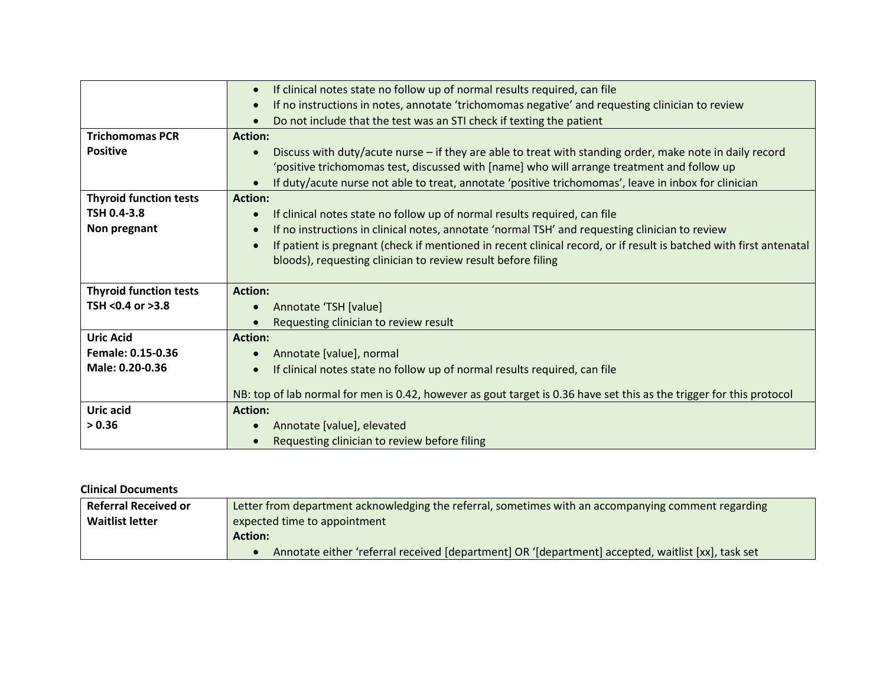| | |
|---|---|
| | • If clinical notes state no follow up of normal results required, can file<br>• If no instructions in notes, annotate 'trichomomas negative' and requesting clinician to review<br>• Do not include that the test was an STI check if texting the patient |
| **Trichomomas PCR Positive** | **Action:**<br>• Discuss with duty/acute nurse – if they are able to treat with standing order, make note in daily record 'positive trichomomas test, discussed with [name] who will arrange treatment and follow up<br>• If duty/acute nurse not able to treat, annotate 'positive trichomomas', leave in inbox for clinician |
| **Thyroid function tests TSH 0.4-3.8 Non pregnant** | **Action:**<br>• If clinical notes state no follow up of normal results required, can file<br>• If no instructions in clinical notes, annotate 'normal TSH' and requesting clinician to review<br>• If patient is pregnant (check if mentioned in recent clinical record, or if result is batched with first antenatal bloods), requesting clinician to review result before filing |
| **Thyroid function tests TSH <0.4 or >3.8** | **Action:**<br>• Annotate 'TSH [value]<br>• Requesting clinician to review result |
| **Uric Acid Female: 0.15-0.36 Male: 0.20-0.36** | **Action:**<br>• Annotate [value], normal<br>• If clinical notes state no follow up of normal results required, can file<br><br>NB: top of lab normal for men is 0.42, however as gout target is 0.36 have set this as the trigger for this protocol |
| **Uric acid > 0.36** | **Action:**<br>• Annotate [value], elevated<br>• Requesting clinician to review before filing |

**Clinical Documents**

| | |
|---|---|
| **Referral Received or Waitlist letter** | Letter from department acknowledging the referral, sometimes with an accompanying comment regarding expected time to appointment<br>**Action:**<br>• Annotate either 'referral received [department] OR '[department] accepted, waitlist [xx], task set |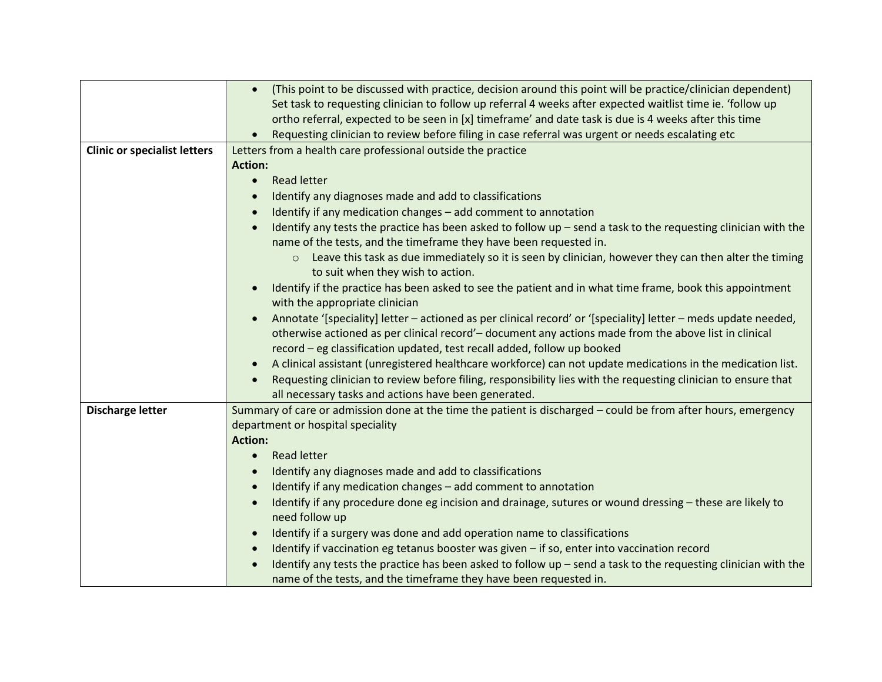| | |
|---|---|
| | <ul><li>(This point to be discussed with practice, decision around this point will be practice/clinician dependent) Set task to requesting clinician to follow up referral 4 weeks after expected waitlist time ie. 'follow up ortho referral, expected to be seen in [x] timeframe' and date task is due is 4 weeks after this time</li><li>Requesting clinician to review before filing in case referral was urgent or needs escalating etc</li></ul> |
| **Clinic or specialist letters** | Letters from a health care professional outside the practice<br>**Action:**<ul><li>Read letter</li><li>Identify any diagnoses made and add to classifications</li><li>Identify if any medication changes – add comment to annotation</li><li>Identify any tests the practice has been asked to follow up – send a task to the requesting clinician with the name of the tests, and the timeframe they have been requested in.<ul><li>Leave this task as due immediately so it is seen by clinician, however they can then alter the timing to suit when they wish to action.</li></ul></li><li>Identify if the practice has been asked to see the patient and in what time frame, book this appointment with the appropriate clinician</li><li>Annotate '[speciality] letter – actioned as per clinical record' or '[speciality] letter – meds update needed, otherwise actioned as per clinical record'– document any actions made from the above list in clinical record – eg classification updated, test recall added, follow up booked</li><li>A clinical assistant (unregistered healthcare workforce) can not update medications in the medication list.</li><li>Requesting clinician to review before filing, responsibility lies with the requesting clinician to ensure that all necessary tasks and actions have been generated.</li></ul> |
| **Discharge letter** | Summary of care or admission done at the time the patient is discharged – could be from after hours, emergency department or hospital speciality<br>**Action:**<ul><li>Read letter</li><li>Identify any diagnoses made and add to classifications</li><li>Identify if any medication changes – add comment to annotation</li><li>Identify if any procedure done eg incision and drainage, sutures or wound dressing – these are likely to need follow up</li><li>Identify if a surgery was done and add operation name to classifications</li><li>Identify if vaccination eg tetanus booster was given – if so, enter into vaccination record</li><li>Identify any tests the practice has been asked to follow up – send a task to the requesting clinician with the name of the tests, and the timeframe they have been requested in.</li></ul> |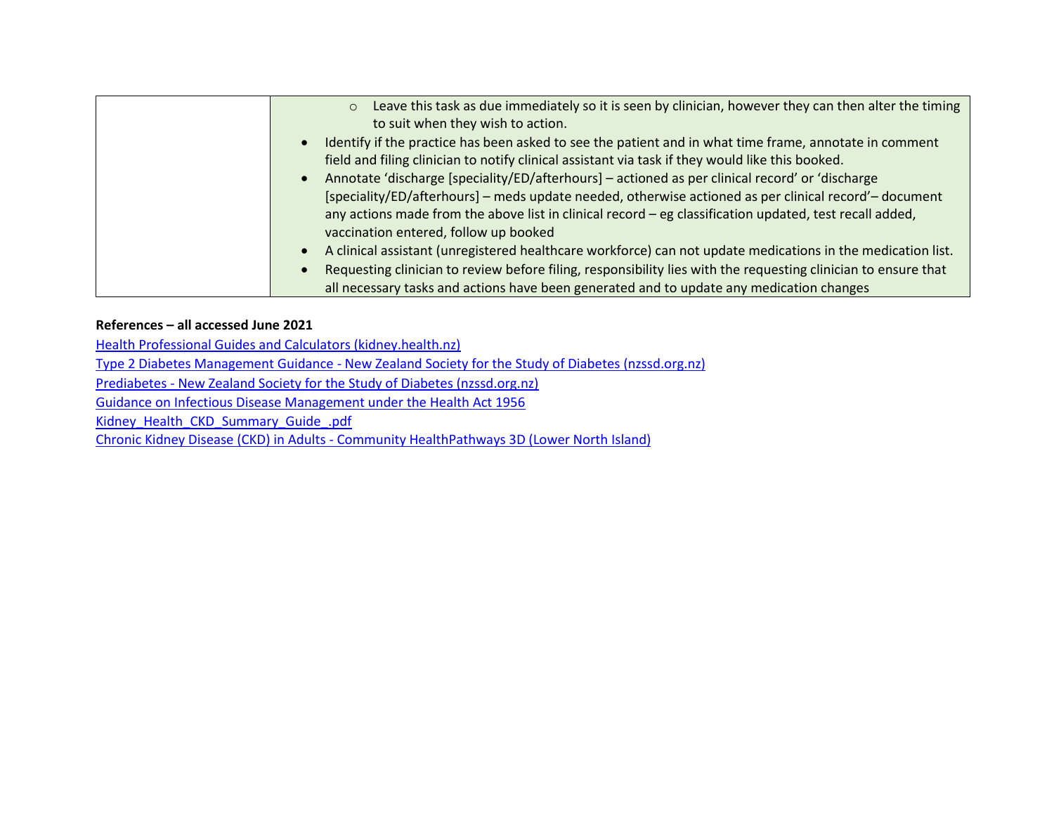| | |
|---|---|
| | ◦ Leave this task as due immediately so it is seen by clinician, however they can then alter the timing to suit when they wish to action.<br>• Identify if the practice has been asked to see the patient and in what time frame, annotate in comment field and filing clinician to notify clinical assistant via task if they would like this booked.<br>• Annotate 'discharge [speciality/ED/afterhours] – actioned as per clinical record' or 'discharge [speciality/ED/afterhours] – meds update needed, otherwise actioned as per clinical record'– document any actions made from the above list in clinical record – eg classification updated, test recall added, vaccination entered, follow up booked<br>• A clinical assistant (unregistered healthcare workforce) can not update medications in the medication list.<br>• Requesting clinician to review before filing, responsibility lies with the requesting clinician to ensure that all necessary tasks and actions have been generated and to update any medication changes |

**References – all accessed June 2021**

Health Professional Guides and Calculators (kidney.health.nz)

Type 2 Diabetes Management Guidance - New Zealand Society for the Study of Diabetes (nzssd.org.nz)

Prediabetes - New Zealand Society for the Study of Diabetes (nzssd.org.nz)

Guidance on Infectious Disease Management under the Health Act 1956

Kidney_Health_CKD_Summary_Guide_.pdf

Chronic Kidney Disease (CKD) in Adults - Community HealthPathways 3D (Lower North Island)